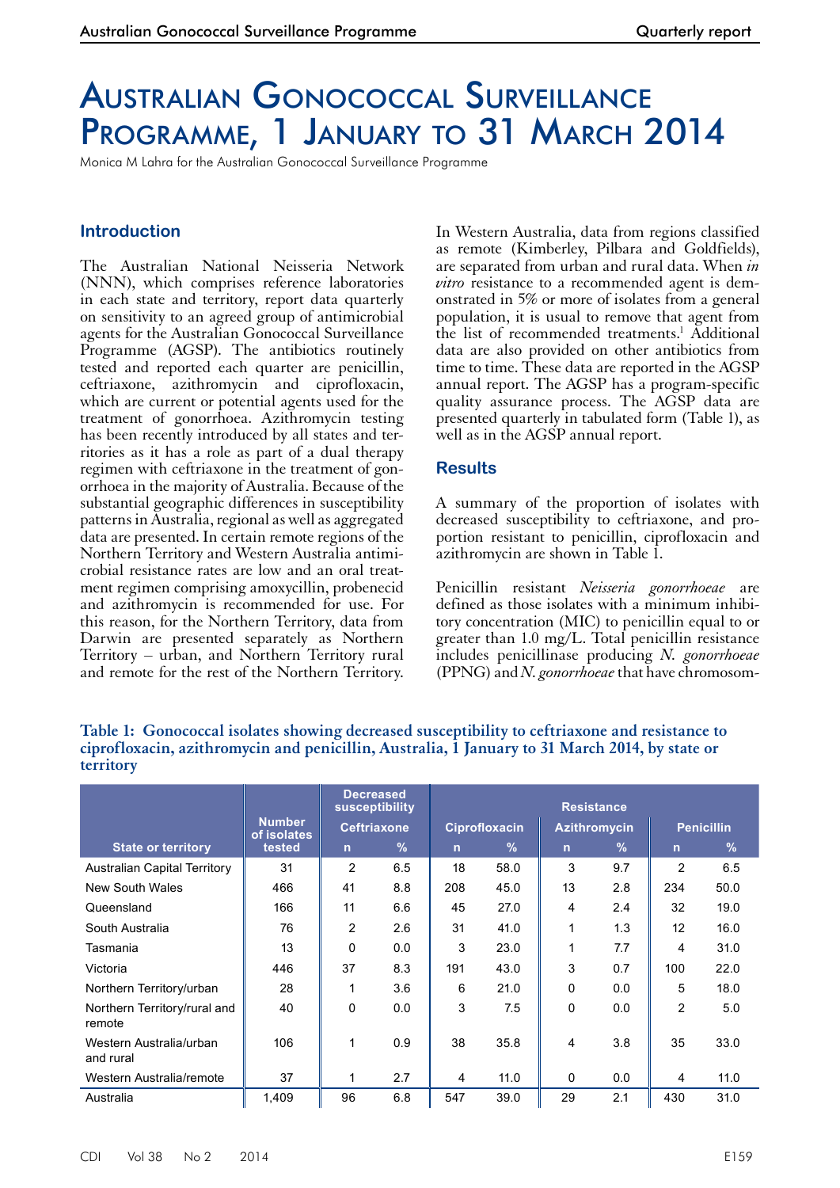# Australian Gonococcal Surveillance Programme, 1 January to 31 March 2014

Monica M Lahra for the Australian Gonococcal Surveillance Programme

## Introduction

The Australian National Neisseria Network (NNN), which comprises reference laboratories in each state and territory, report data quarterly on sensitivity to an agreed group of antimicrobial agents for the Australian Gonococcal Surveillance Programme (AGSP). The antibiotics routinely tested and reported each quarter are penicillin, ceftriaxone, azithromycin and ciprofloxacin, which are current or potential agents used for the treatment of gonorrhoea. Azithromycin testing has been recently introduced by all states and territories as it has a role as part of a dual therapy regimen with ceftriaxone in the treatment of gonorrhoea in the majority of Australia. Because of the substantial geographic differences in susceptibility patterns in Australia, regional as well as aggregated data are presented. In certain remote regions of the Northern Territory and Western Australia antimicrobial resistance rates are low and an oral treatment regimen comprising amoxycillin, probenecid and azithromycin is recommended for use. For this reason, for the Northern Territory, data from Darwin are presented separately as Northern Territory – urban, and Northern Territory rural and remote for the rest of the Northern Territory. In Western Australia, data from regions classified as remote (Kimberley, Pilbara and Goldfields), are separated from urban and rural data. When *in vitro* resistance to a recommended agent is demonstrated in 5% or more of isolates from a general population, it is usual to remove that agent from the list of recommended treatments.[1] Additional data are also provided on other antibiotics from time to time. These data are reported in the AGSP annual report. The AGSP has a program-specific quality assurance process. The AGSP data are presented quarterly in tabulated form (Table 1), as well as in the AGSP annual report.

## Results

A summary of the proportion of isolates with decreased susceptibility to ceftriaxone, and proportion resistant to penicillin, ciprofloxacin and azithromycin are shown in Table 1.

Penicillin resistant *Neisseria gonorrhoeae* are defined as those isolates with a minimum inhibitory concentration (MIC) to penicillin equal to or greater than 1.0 mg/L. Total penicillin resistance includes penicillinase producing *N. gonorrhoeae* (PPNG) and *N. gonorrhoeae* that have chromosom-

**Table 1: Gonococcal isolates showing decreased susceptibility to ceftriaxone and resistance to ciprofloxacin, azithromycin and penicillin, Australia, 1 January to 31 March 2014, by state or territory**

| State or territory | Number of isolates tested | Decreased susceptibility: Ceftriaxone | | Resistance: Ciprofloxacin | | Resistance: Azithromycin | | Resistance: Penicillin | |
|---|---|---|---|---|---|---|---|---|---|
| | | n | % | n | % | n | % | n | % |
| Australian Capital Territory | 31 | 2 | 6.5 | 18 | 58.0 | 3 | 9.7 | 2 | 6.5 |
| New South Wales | 466 | 41 | 8.8 | 208 | 45.0 | 13 | 2.8 | 234 | 50.0 |
| Queensland | 166 | 11 | 6.6 | 45 | 27.0 | 4 | 2.4 | 32 | 19.0 |
| South Australia | 76 | 2 | 2.6 | 31 | 41.0 | 1 | 1.3 | 12 | 16.0 |
| Tasmania | 13 | 0 | 0.0 | 3 | 23.0 | 1 | 7.7 | 4 | 31.0 |
| Victoria | 446 | 37 | 8.3 | 191 | 43.0 | 3 | 0.7 | 100 | 22.0 |
| Northern Territory/urban | 28 | 1 | 3.6 | 6 | 21.0 | 0 | 0.0 | 5 | 18.0 |
| Northern Territory/rural and remote | 40 | 0 | 0.0 | 3 | 7.5 | 0 | 0.0 | 2 | 5.0 |
| Western Australia/urban and rural | 106 | 1 | 0.9 | 38 | 35.8 | 4 | 3.8 | 35 | 33.0 |
| Western Australia/remote | 37 | 1 | 2.7 | 4 | 11.0 | 0 | 0.0 | 4 | 11.0 |
| Australia | 1,409 | 96 | 6.8 | 547 | 39.0 | 29 | 2.1 | 430 | 31.0 |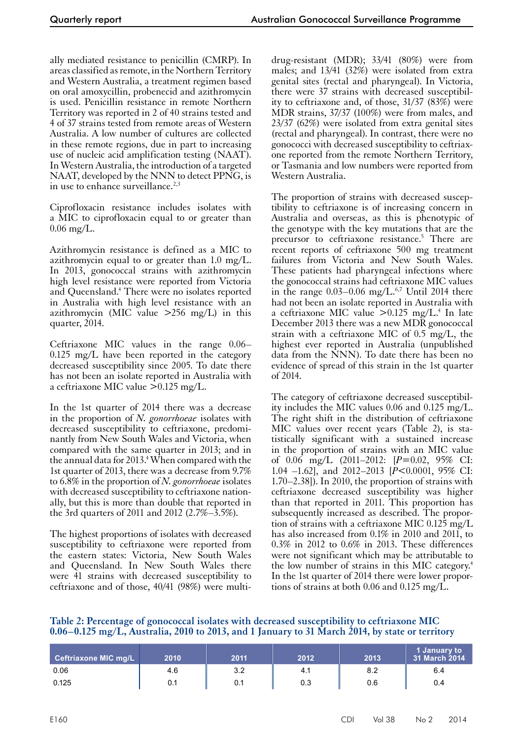ally mediated resistance to penicillin (CMRP). In areas classified as remote, in the Northern Territory and Western Australia, a treatment regimen based on oral amoxycillin, probenecid and azithromycin is used. Penicillin resistance in remote Northern Territory was reported in 2 of 40 strains tested and 4 of 37 strains tested from remote areas of Western Australia. A low number of cultures are collected in these remote regions, due in part to increasing use of nucleic acid amplification testing (NAAT). In Western Australia, the introduction of a targeted NAAT, developed by the NNN to detect PPNG, is in use to enhance surveillance.[2,3]

Ciprofloxacin resistance includes isolates with a MIC to ciprofloxacin equal to or greater than 0.06 mg/L.

Azithromycin resistance is defined as a MIC to azithromycin equal to or greater than 1.0 mg/L. In 2013, gonococcal strains with azithromycin high level resistance were reported from Victoria and Queensland.[4] There were no isolates reported in Australia with high level resistance with an azithromycin (MIC value >256 mg/L) in this quarter, 2014.

Ceftriaxone MIC values in the range 0.06–0.125 mg/L have been reported in the category decreased susceptibility since 2005. To date there has not been an isolate reported in Australia with a ceftriaxone MIC value >0.125 mg/L.

In the 1st quarter of 2014 there was a decrease in the proportion of *N. gonorrhoeae* isolates with decreased susceptibility to ceftriaxone, predominantly from New South Wales and Victoria, when compared with the same quarter in 2013; and in the annual data for 2013.[4] When compared with the 1st quarter of 2013, there was a decrease from 9.7% to 6.8% in the proportion of *N. gonorrhoeae* isolates with decreased susceptibility to ceftriaxone nationally, but this is more than double that reported in the 3rd quarters of 2011 and 2012 (2.7%–3.5%).

The highest proportions of isolates with decreased susceptibility to ceftriaxone were reported from the eastern states: Victoria, New South Wales and Queensland. In New South Wales there were 41 strains with decreased susceptibility to ceftriaxone and of those, 40/41 (98%) were multi-drug-resistant (MDR); 33/41 (80%) were from males; and 13/41 (32%) were isolated from extra genital sites (rectal and pharyngeal). In Victoria, there were 37 strains with decreased susceptibility to ceftriaxone and, of those, 31/37 (83%) were MDR strains, 37/37 (100%) were from males, and 23/37 (62%) were isolated from extra genital sites (rectal and pharyngeal). In contrast, there were no gonococci with decreased susceptibility to ceftriaxone reported from the remote Northern Territory, or Tasmania and low numbers were reported from Western Australia.

The proportion of strains with decreased susceptibility to ceftriaxone is of increasing concern in Australia and overseas, as this is phenotypic of the genotype with the key mutations that are the precursor to ceftriaxone resistance.[5] There are recent reports of ceftriaxone 500 mg treatment failures from Victoria and New South Wales. These patients had pharyngeal infections where the gonococcal strains had ceftriaxone MIC values in the range 0.03–0.06 mg/L.[6,7] Until 2014 there had not been an isolate reported in Australia with a ceftriaxone MIC value >0.125 mg/L.[4] In late December 2013 there was a new MDR gonococcal strain with a ceftriaxone MIC of 0.5 mg/L, the highest ever reported in Australia (unpublished data from the NNN). To date there has been no evidence of spread of this strain in the 1st quarter of 2014.

The category of ceftriaxone decreased susceptibility includes the MIC values 0.06 and 0.125 mg/L. The right shift in the distribution of ceftriaxone MIC values over recent years (Table 2), is statistically significant with a sustained increase in the proportion of strains with an MIC value of 0.06 mg/L (2011–2012: [$P$=0.02, 95% CI: 1.04 –1.62], and 2012–2013 [$P$<0.0001, 95% CI: 1.70–2.38]). In 2010, the proportion of strains with ceftriaxone decreased susceptibility was higher than that reported in 2011. This proportion has subsequently increased as described. The proportion of strains with a ceftriaxone MIC 0.125 mg/L has also increased from 0.1% in 2010 and 2011, to 0.3% in 2012 to 0.6% in 2013. These differences were not significant which may be attributable to the low number of strains in this MIC category.[4] In the 1st quarter of 2014 there were lower proportions of strains at both 0.06 and 0.125 mg/L.

**Table 2: Percentage of gonococcal isolates with decreased susceptibility to ceftriaxone MIC 0.06–0.125 mg/L, Australia, 2010 to 2013, and 1 January to 31 March 2014, by state or territory**

| Ceftriaxone MIC mg/L | 2010 | 2011 | 2012 | 2013 | 1 January to 31 March 2014 |
|---|---|---|---|---|---|
| 0.06 | 4.6 | 3.2 | 4.1 | 8.2 | 6.4 |
| 0.125 | 0.1 | 0.1 | 0.3 | 0.6 | 0.4 |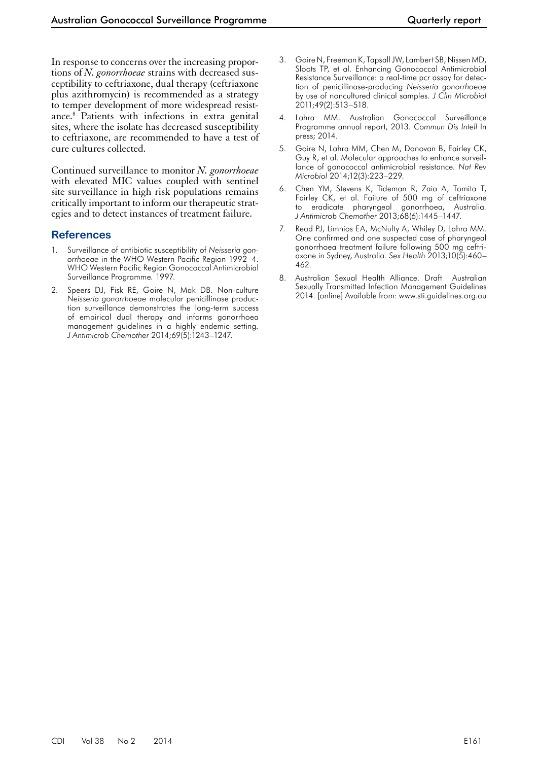In response to concerns over the increasing proportions of *N. gonorrhoeae* strains with decreased susceptibility to ceftriaxone, dual therapy (ceftriaxone plus azithromycin) is recommended as a strategy to temper development of more widespread resistance.[8] Patients with infections in extra genital sites, where the isolate has decreased susceptibility to ceftriaxone, are recommended to have a test of cure cultures collected.

Continued surveillance to monitor *N. gonorrhoeae* with elevated MIC values coupled with sentinel site surveillance in high risk populations remains critically important to inform our therapeutic strategies and to detect instances of treatment failure.

## References

1. Surveillance of antibiotic susceptibility of *Neisseria gonorrhoeae* in the WHO Western Pacific Region 1992–4. WHO Western Pacific Region Gonococcal Antimicrobial Surveillance Programme. 1997.
2. Speers DJ, Fisk RE, Goire N, Mak DB. Non-culture *Neisseria gonorrhoeae* molecular penicillinase production surveillance demonstrates the long-term success of empirical dual therapy and informs gonorrhoea management guidelines in a highly endemic setting. *J Antimicrob Chemother* 2014;69(5):1243–1247.
3. Goire N, Freeman K, Tapsall JW, Lambert SB, Nissen MD, Sloots TP, et al. Enhancing Gonococcal Antimicrobial Resistance Surveillance: a real-time pcr assay for detection of penicillinase-producing *Neisseria gonorrhoeae* by use of noncultured clinical samples. *J Clin Microbiol* 2011;49(2):513–518.
4. Lahra MM. Australian Gonococcal Surveillance Programme annual report, 2013. *Commun Dis Intell* In press; 2014.
5. Goire N, Lahra MM, Chen M, Donovan B, Fairley CK, Guy R, et al. Molecular approaches to enhance surveillance of gonococcal antimicrobial resistance. *Nat Rev Microbiol* 2014;12(3):223–229.
6. Chen YM, Stevens K, Tideman R, Zaia A, Tomita T, Fairley CK, et al. Failure of 500 mg of ceftriaxone to eradicate pharyngeal gonorrhoea, Australia. *J Antimicrob Chemother* 2013;68(6):1445–1447.
7. Read PJ, Limnios EA, McNulty A, Whiley D, Lahra MM. One confirmed and one suspected case of pharyngeal gonorrhoea treatment failure following 500 mg ceftriaxone in Sydney, Australia. *Sex Health* 2013;10(5):460–462.
8. Australian Sexual Health Alliance. Draft Australian Sexually Transmitted Infection Management Guidelines 2014. [online] Available from: www.sti.guidelines.org.au